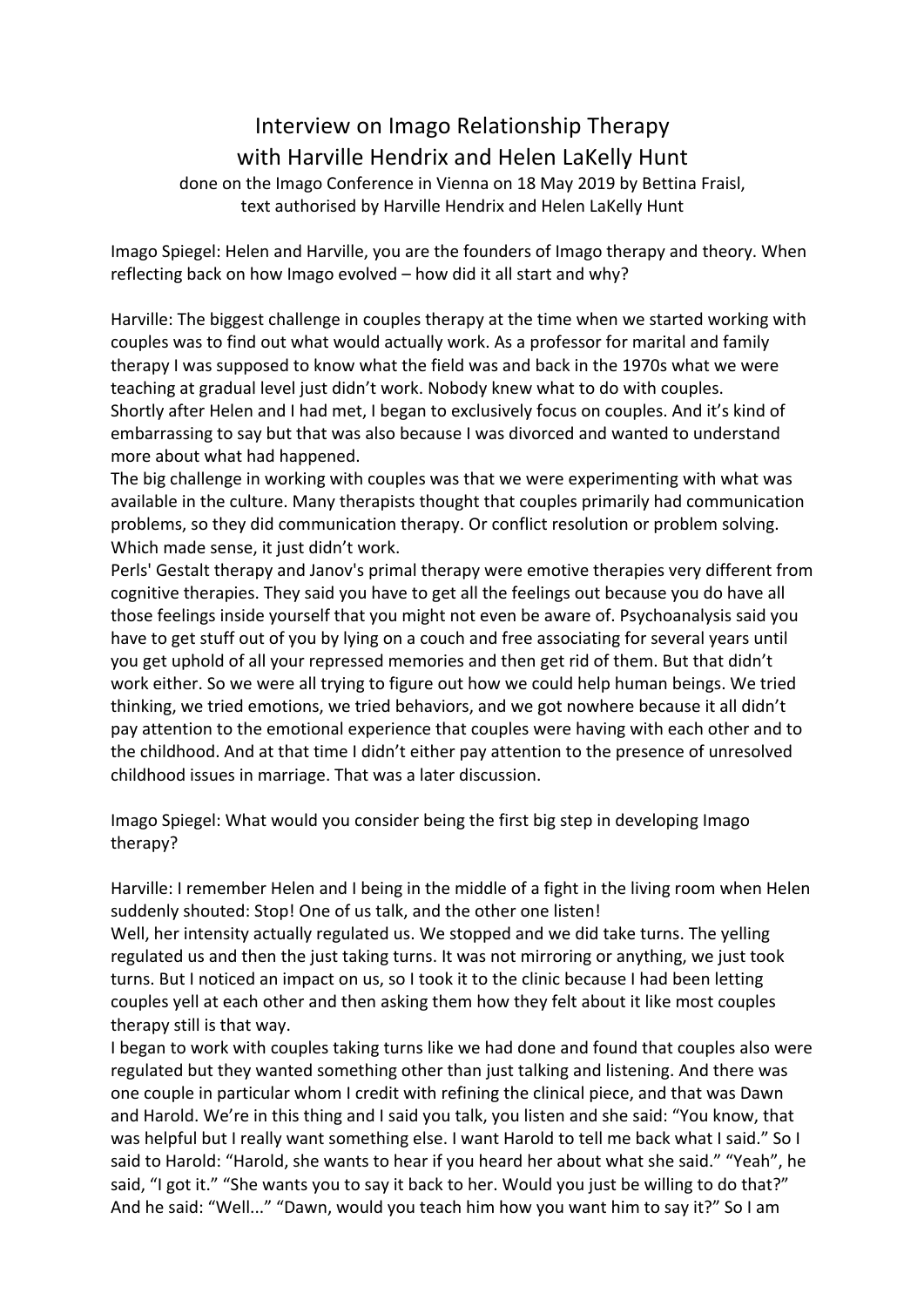# Interview on Imago Relationship Therapy with Harville Hendrix and Helen LaKelly Hunt

done on the Imago Conference in Vienna on 18 May 2019 by Bettina Fraisl, text authorised by Harville Hendrix and Helen LaKelly Hunt

Imago Spiegel: Helen and Harville, you are the founders of Imago therapy and theory. When reflecting back on how Imago evolved – how did it all start and why?

Harville: The biggest challenge in couples therapy at the time when we started working with couples was to find out what would actually work. As a professor for marital and family therapy I was supposed to know what the field was and back in the 1970s what we were teaching at gradual level just didn't work. Nobody knew what to do with couples.
Shortly after Helen and I had met, I began to exclusively focus on couples. And it's kind of embarrassing to say but that was also because I was divorced and wanted to understand more about what had happened.
The big challenge in working with couples was that we were experimenting with what was available in the culture. Many therapists thought that couples primarily had communication problems, so they did communication therapy. Or conflict resolution or problem solving. Which made sense, it just didn't work.
Perls' Gestalt therapy and Janov's primal therapy were emotive therapies very different from cognitive therapies. They said you have to get all the feelings out because you do have all those feelings inside yourself that you might not even be aware of. Psychoanalysis said you have to get stuff out of you by lying on a couch and free associating for several years until you get uphold of all your repressed memories and then get rid of them. But that didn't work either. So we were all trying to figure out how we could help human beings. We tried thinking, we tried emotions, we tried behaviors, and we got nowhere because it all didn't pay attention to the emotional experience that couples were having with each other and to the childhood. And at that time I didn't either pay attention to the presence of unresolved childhood issues in marriage. That was a later discussion.

Imago Spiegel: What would you consider being the first big step in developing Imago therapy?

Harville: I remember Helen and I being in the middle of a fight in the living room when Helen suddenly shouted: Stop! One of us talk, and the other one listen!
Well, her intensity actually regulated us. We stopped and we did take turns. The yelling regulated us and then the just taking turns. It was not mirroring or anything, we just took turns. But I noticed an impact on us, so I took it to the clinic because I had been letting couples yell at each other and then asking them how they felt about it like most couples therapy still is that way.
I began to work with couples taking turns like we had done and found that couples also were regulated but they wanted something other than just talking and listening. And there was one couple in particular whom I credit with refining the clinical piece, and that was Dawn and Harold. We're in this thing and I said you talk, you listen and she said: "You know, that was helpful but I really want something else. I want Harold to tell me back what I said." So I said to Harold: "Harold, she wants to hear if you heard her about what she said." "Yeah", he said, "I got it." "She wants you to say it back to her. Would you just be willing to do that?" And he said: "Well..." "Dawn, would you teach him how you want him to say it?" So I am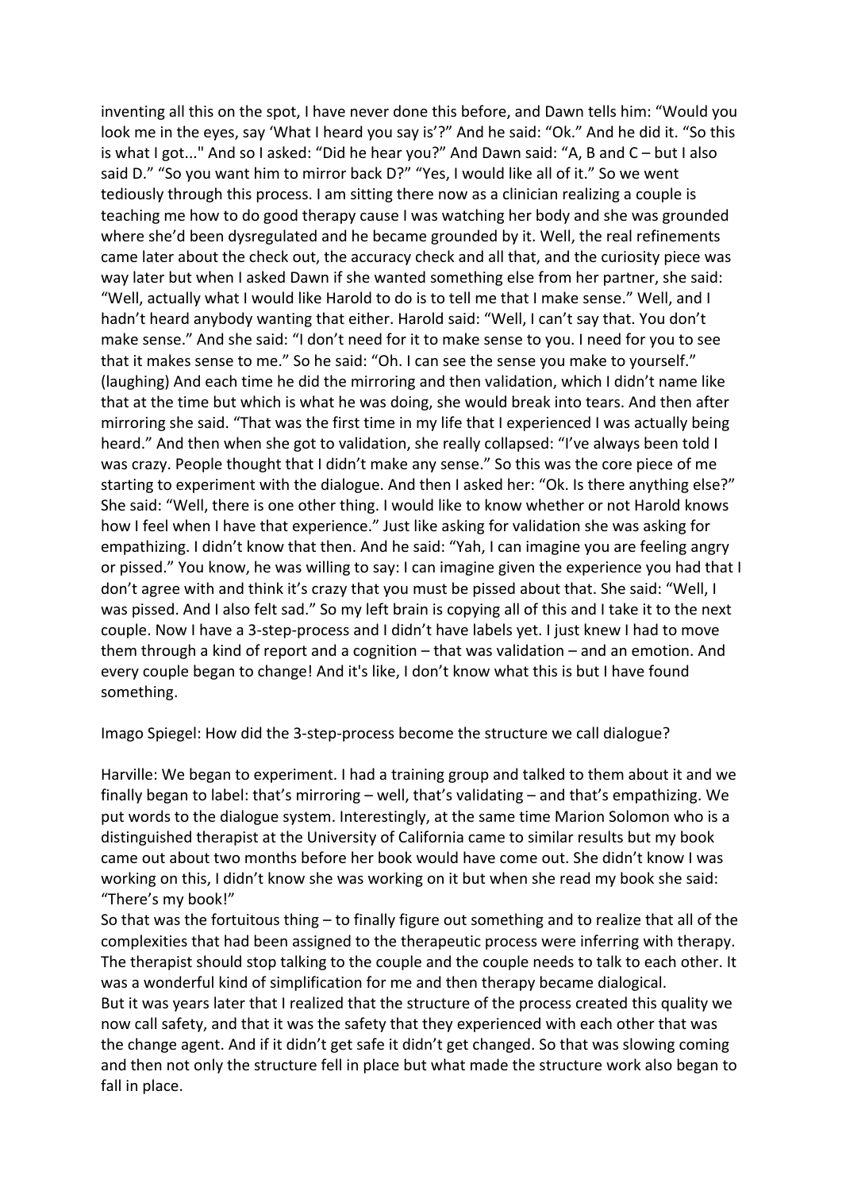inventing all this on the spot, I have never done this before, and Dawn tells him: "Would you look me in the eyes, say 'What I heard you say is'?" And he said: "Ok." And he did it. "So this is what I got..." And so I asked: "Did he hear you?" And Dawn said: "A, B and C – but I also said D." "So you want him to mirror back D?" "Yes, I would like all of it." So we went tediously through this process. I am sitting there now as a clinician realizing a couple is teaching me how to do good therapy cause I was watching her body and she was grounded where she'd been dysregulated and he became grounded by it. Well, the real refinements came later about the check out, the accuracy check and all that, and the curiosity piece was way later but when I asked Dawn if she wanted something else from her partner, she said: "Well, actually what I would like Harold to do is to tell me that I make sense." Well, and I hadn't heard anybody wanting that either. Harold said: "Well, I can't say that. You don't make sense." And she said: "I don't need for it to make sense to you. I need for you to see that it makes sense to me." So he said: "Oh. I can see the sense you make to yourself." (laughing) And each time he did the mirroring and then validation, which I didn't name like that at the time but which is what he was doing, she would break into tears. And then after mirroring she said. "That was the first time in my life that I experienced I was actually being heard." And then when she got to validation, she really collapsed: "I've always been told I was crazy. People thought that I didn't make any sense." So this was the core piece of me starting to experiment with the dialogue. And then I asked her: "Ok. Is there anything else?" She said: "Well, there is one other thing. I would like to know whether or not Harold knows how I feel when I have that experience." Just like asking for validation she was asking for empathizing. I didn't know that then. And he said: "Yah, I can imagine you are feeling angry or pissed." You know, he was willing to say: I can imagine given the experience you had that I don't agree with and think it's crazy that you must be pissed about that. She said: "Well, I was pissed. And I also felt sad." So my left brain is copying all of this and I take it to the next couple. Now I have a 3-step-process and I didn't have labels yet. I just knew I had to move them through a kind of report and a cognition – that was validation – and an emotion. And every couple began to change! And it's like, I don't know what this is but I have found something.

Imago Spiegel: How did the 3-step-process become the structure we call dialogue?

Harville: We began to experiment. I had a training group and talked to them about it and we finally began to label: that's mirroring – well, that's validating – and that's empathizing. We put words to the dialogue system. Interestingly, at the same time Marion Solomon who is a distinguished therapist at the University of California came to similar results but my book came out about two months before her book would have come out. She didn't know I was working on this, I didn't know she was working on it but when she read my book she said: "There's my book!"

So that was the fortuitous thing – to finally figure out something and to realize that all of the complexities that had been assigned to the therapeutic process were inferring with therapy. The therapist should stop talking to the couple and the couple needs to talk to each other. It was a wonderful kind of simplification for me and then therapy became dialogical.

But it was years later that I realized that the structure of the process created this quality we now call safety, and that it was the safety that they experienced with each other that was the change agent. And if it didn't get safe it didn't get changed. So that was slowing coming and then not only the structure fell in place but what made the structure work also began to fall in place.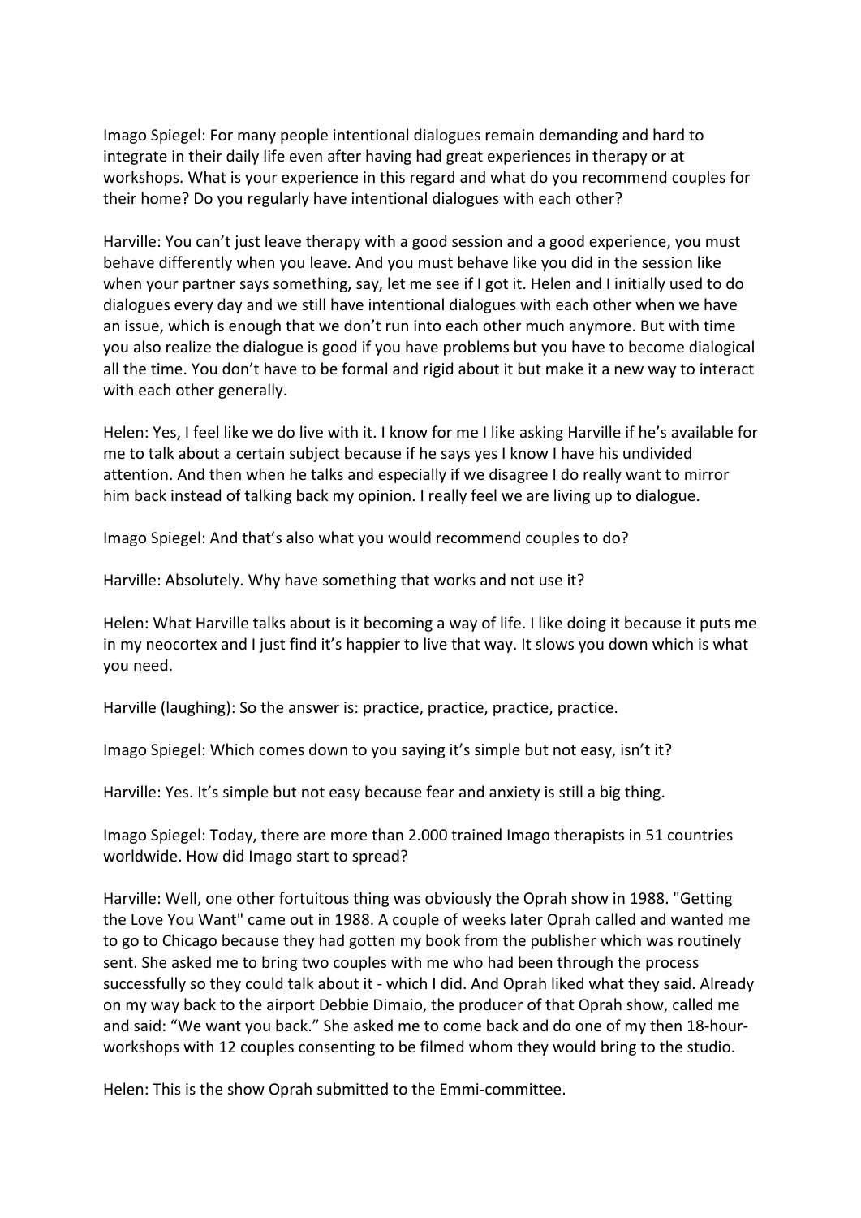Imago Spiegel: For many people intentional dialogues remain demanding and hard to integrate in their daily life even after having had great experiences in therapy or at workshops. What is your experience in this regard and what do you recommend couples for their home? Do you regularly have intentional dialogues with each other?

Harville: You can't just leave therapy with a good session and a good experience, you must behave differently when you leave. And you must behave like you did in the session like when your partner says something, say, let me see if I got it. Helen and I initially used to do dialogues every day and we still have intentional dialogues with each other when we have an issue, which is enough that we don't run into each other much anymore. But with time you also realize the dialogue is good if you have problems but you have to become dialogical all the time. You don't have to be formal and rigid about it but make it a new way to interact with each other generally.

Helen: Yes, I feel like we do live with it. I know for me I like asking Harville if he's available for me to talk about a certain subject because if he says yes I know I have his undivided attention. And then when he talks and especially if we disagree I do really want to mirror him back instead of talking back my opinion. I really feel we are living up to dialogue.

Imago Spiegel: And that's also what you would recommend couples to do?

Harville: Absolutely. Why have something that works and not use it?

Helen: What Harville talks about is it becoming a way of life. I like doing it because it puts me in my neocortex and I just find it's happier to live that way. It slows you down which is what you need.

Harville (laughing): So the answer is: practice, practice, practice, practice.

Imago Spiegel: Which comes down to you saying it's simple but not easy, isn't it?

Harville: Yes. It's simple but not easy because fear and anxiety is still a big thing.

Imago Spiegel: Today, there are more than 2.000 trained Imago therapists in 51 countries worldwide. How did Imago start to spread?

Harville: Well, one other fortuitous thing was obviously the Oprah show in 1988. "Getting the Love You Want" came out in 1988. A couple of weeks later Oprah called and wanted me to go to Chicago because they had gotten my book from the publisher which was routinely sent. She asked me to bring two couples with me who had been through the process successfully so they could talk about it - which I did. And Oprah liked what they said. Already on my way back to the airport Debbie Dimaio, the producer of that Oprah show, called me and said: "We want you back." She asked me to come back and do one of my then 18-hour-workshops with 12 couples consenting to be filmed whom they would bring to the studio.

Helen: This is the show Oprah submitted to the Emmi-committee.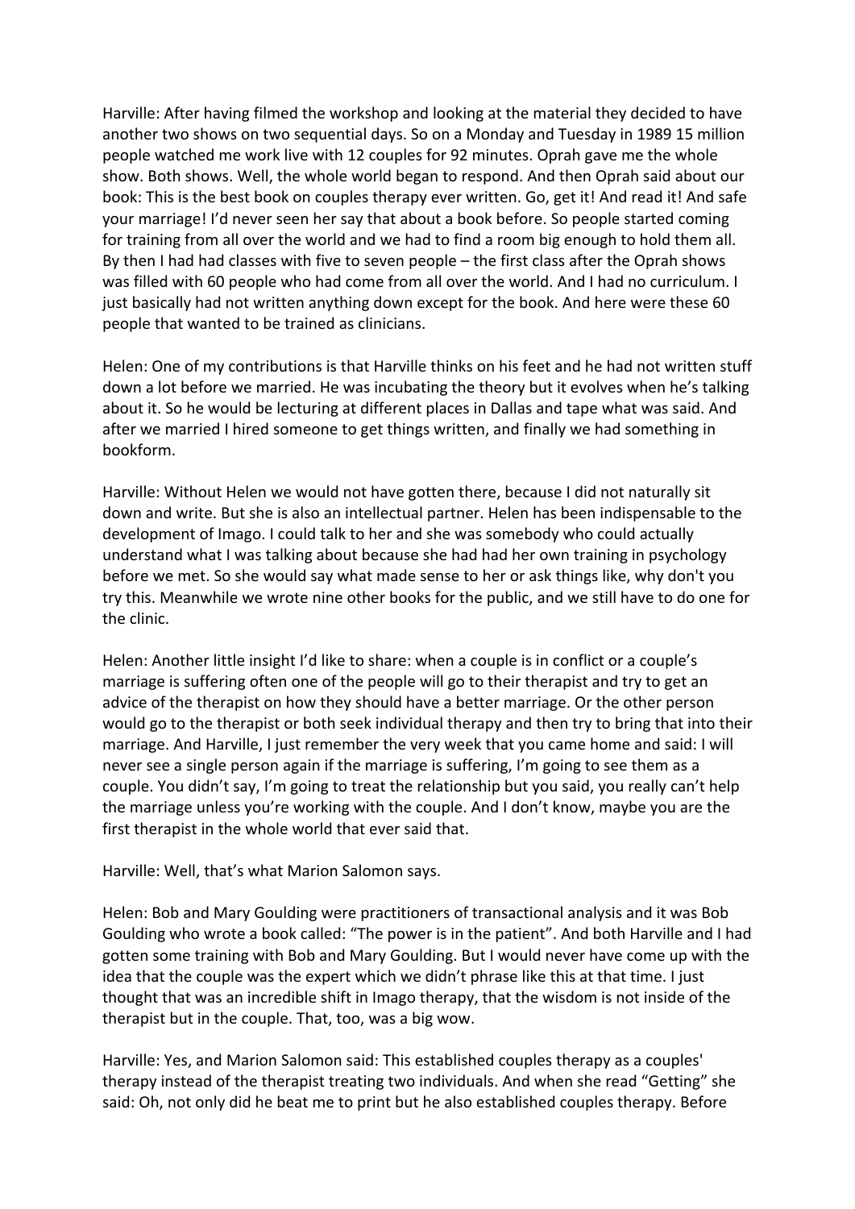Harville: After having filmed the workshop and looking at the material they decided to have another two shows on two sequential days. So on a Monday and Tuesday in 1989 15 million people watched me work live with 12 couples for 92 minutes. Oprah gave me the whole show. Both shows. Well, the whole world began to respond. And then Oprah said about our book: This is the best book on couples therapy ever written. Go, get it! And read it! And safe your marriage! I'd never seen her say that about a book before. So people started coming for training from all over the world and we had to find a room big enough to hold them all. By then I had had classes with five to seven people – the first class after the Oprah shows was filled with 60 people who had come from all over the world. And I had no curriculum. I just basically had not written anything down except for the book. And here were these 60 people that wanted to be trained as clinicians.

Helen: One of my contributions is that Harville thinks on his feet and he had not written stuff down a lot before we married. He was incubating the theory but it evolves when he's talking about it. So he would be lecturing at different places in Dallas and tape what was said. And after we married I hired someone to get things written, and finally we had something in bookform.

Harville: Without Helen we would not have gotten there, because I did not naturally sit down and write. But she is also an intellectual partner. Helen has been indispensable to the development of Imago. I could talk to her and she was somebody who could actually understand what I was talking about because she had had her own training in psychology before we met. So she would say what made sense to her or ask things like, why don't you try this. Meanwhile we wrote nine other books for the public, and we still have to do one for the clinic.

Helen: Another little insight I'd like to share: when a couple is in conflict or a couple's marriage is suffering often one of the people will go to their therapist and try to get an advice of the therapist on how they should have a better marriage. Or the other person would go to the therapist or both seek individual therapy and then try to bring that into their marriage. And Harville, I just remember the very week that you came home and said: I will never see a single person again if the marriage is suffering, I'm going to see them as a couple. You didn't say, I'm going to treat the relationship but you said, you really can't help the marriage unless you're working with the couple. And I don't know, maybe you are the first therapist in the whole world that ever said that.

Harville: Well, that's what Marion Salomon says.

Helen: Bob and Mary Goulding were practitioners of transactional analysis and it was Bob Goulding who wrote a book called: "The power is in the patient". And both Harville and I had gotten some training with Bob and Mary Goulding. But I would never have come up with the idea that the couple was the expert which we didn't phrase like this at that time. I just thought that was an incredible shift in Imago therapy, that the wisdom is not inside of the therapist but in the couple. That, too, was a big wow.

Harville: Yes, and Marion Salomon said: This established couples therapy as a couples' therapy instead of the therapist treating two individuals. And when she read "Getting" she said: Oh, not only did he beat me to print but he also established couples therapy. Before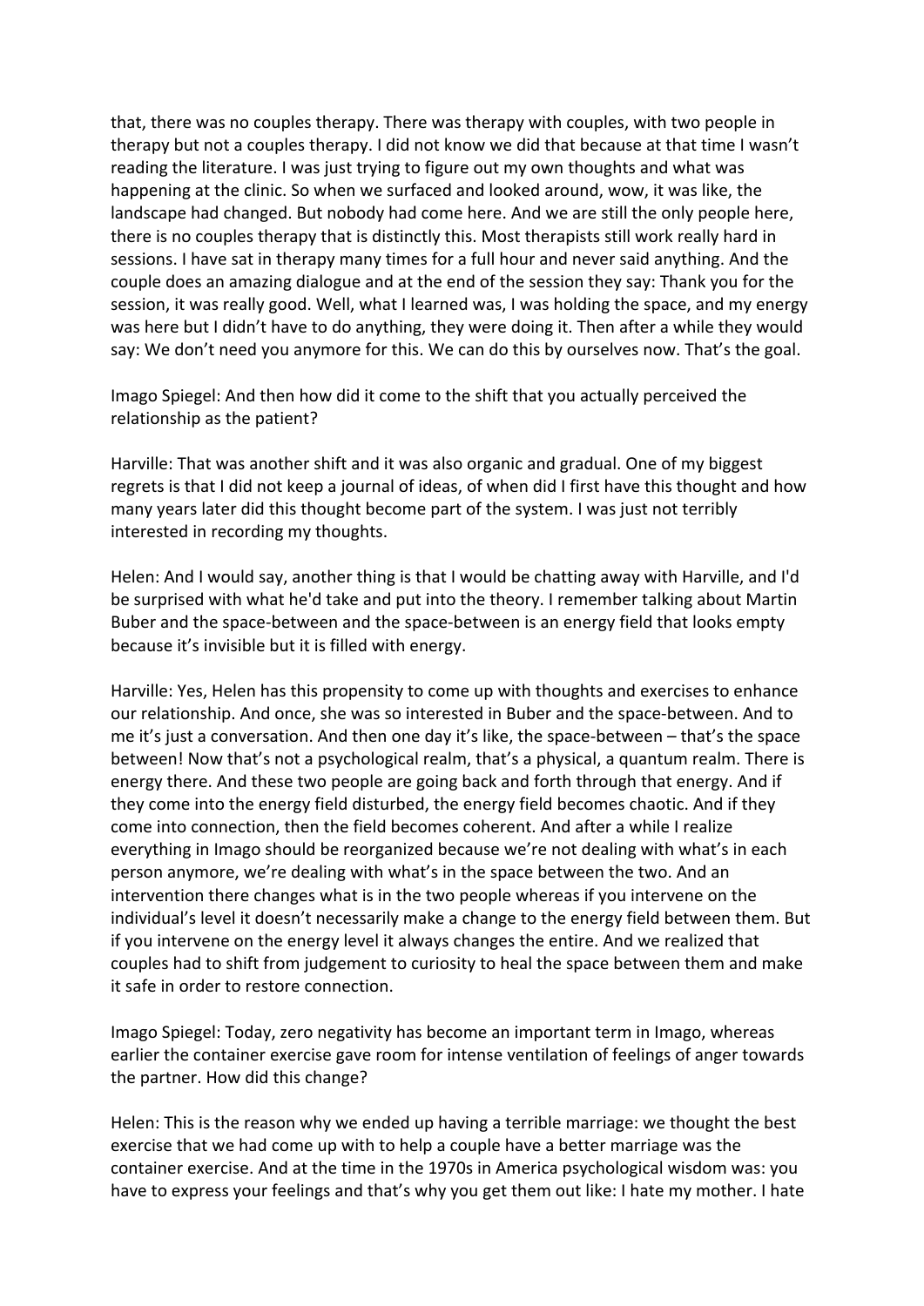that, there was no couples therapy. There was therapy with couples, with two people in therapy but not a couples therapy. I did not know we did that because at that time I wasn't reading the literature. I was just trying to figure out my own thoughts and what was happening at the clinic. So when we surfaced and looked around, wow, it was like, the landscape had changed. But nobody had come here. And we are still the only people here, there is no couples therapy that is distinctly this. Most therapists still work really hard in sessions. I have sat in therapy many times for a full hour and never said anything. And the couple does an amazing dialogue and at the end of the session they say: Thank you for the session, it was really good. Well, what I learned was, I was holding the space, and my energy was here but I didn't have to do anything, they were doing it. Then after a while they would say: We don't need you anymore for this. We can do this by ourselves now. That's the goal.

Imago Spiegel: And then how did it come to the shift that you actually perceived the relationship as the patient?

Harville: That was another shift and it was also organic and gradual. One of my biggest regrets is that I did not keep a journal of ideas, of when did I first have this thought and how many years later did this thought become part of the system. I was just not terribly interested in recording my thoughts.

Helen: And I would say, another thing is that I would be chatting away with Harville, and I'd be surprised with what he'd take and put into the theory. I remember talking about Martin Buber and the space-between and the space-between is an energy field that looks empty because it's invisible but it is filled with energy.

Harville: Yes, Helen has this propensity to come up with thoughts and exercises to enhance our relationship. And once, she was so interested in Buber and the space-between. And to me it's just a conversation. And then one day it's like, the space-between – that's the space between! Now that's not a psychological realm, that's a physical, a quantum realm. There is energy there. And these two people are going back and forth through that energy. And if they come into the energy field disturbed, the energy field becomes chaotic. And if they come into connection, then the field becomes coherent. And after a while I realize everything in Imago should be reorganized because we're not dealing with what's in each person anymore, we're dealing with what's in the space between the two. And an intervention there changes what is in the two people whereas if you intervene on the individual's level it doesn't necessarily make a change to the energy field between them. But if you intervene on the energy level it always changes the entire. And we realized that couples had to shift from judgement to curiosity to heal the space between them and make it safe in order to restore connection.

Imago Spiegel: Today, zero negativity has become an important term in Imago, whereas earlier the container exercise gave room for intense ventilation of feelings of anger towards the partner. How did this change?

Helen: This is the reason why we ended up having a terrible marriage: we thought the best exercise that we had come up with to help a couple have a better marriage was the container exercise. And at the time in the 1970s in America psychological wisdom was: you have to express your feelings and that's why you get them out like: I hate my mother. I hate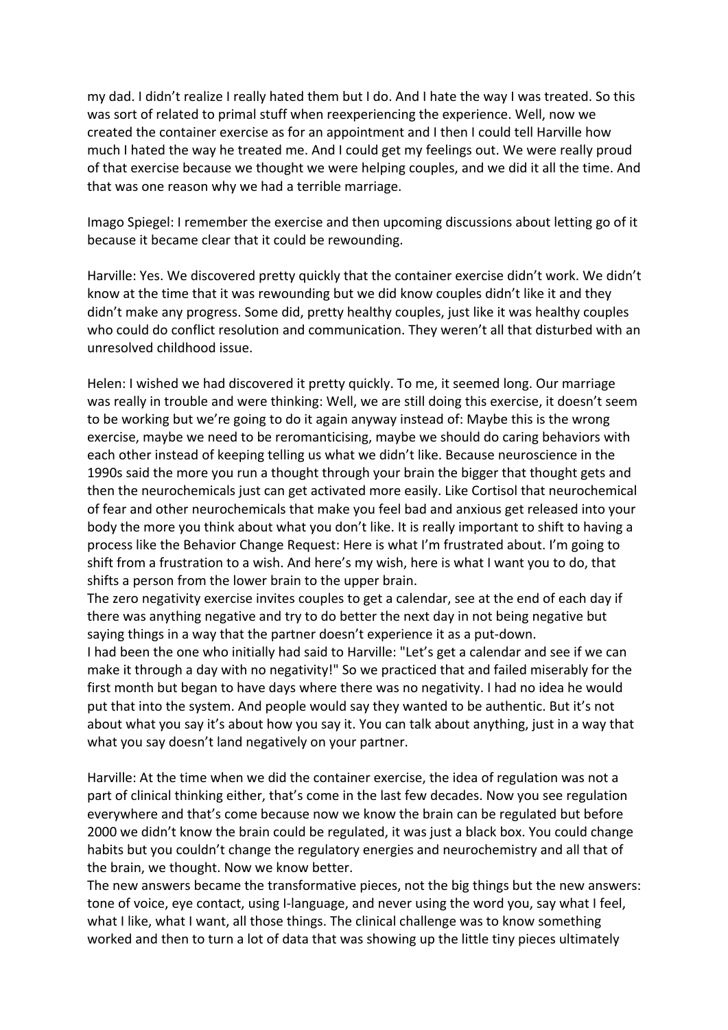my dad. I didn't realize I really hated them but I do. And I hate the way I was treated. So this was sort of related to primal stuff when reexperiencing the experience. Well, now we created the container exercise as for an appointment and I then I could tell Harville how much I hated the way he treated me. And I could get my feelings out. We were really proud of that exercise because we thought we were helping couples, and we did it all the time. And that was one reason why we had a terrible marriage.

Imago Spiegel: I remember the exercise and then upcoming discussions about letting go of it because it became clear that it could be rewounding.

Harville: Yes. We discovered pretty quickly that the container exercise didn't work. We didn't know at the time that it was rewounding but we did know couples didn't like it and they didn't make any progress. Some did, pretty healthy couples, just like it was healthy couples who could do conflict resolution and communication. They weren't all that disturbed with an unresolved childhood issue.

Helen: I wished we had discovered it pretty quickly. To me, it seemed long. Our marriage was really in trouble and were thinking: Well, we are still doing this exercise, it doesn't seem to be working but we're going to do it again anyway instead of: Maybe this is the wrong exercise, maybe we need to be reromanticising, maybe we should do caring behaviors with each other instead of keeping telling us what we didn't like. Because neuroscience in the 1990s said the more you run a thought through your brain the bigger that thought gets and then the neurochemicals just can get activated more easily. Like Cortisol that neurochemical of fear and other neurochemicals that make you feel bad and anxious get released into your body the more you think about what you don't like. It is really important to shift to having a process like the Behavior Change Request: Here is what I'm frustrated about. I'm going to shift from a frustration to a wish. And here's my wish, here is what I want you to do, that shifts a person from the lower brain to the upper brain.
The zero negativity exercise invites couples to get a calendar, see at the end of each day if there was anything negative and try to do better the next day in not being negative but saying things in a way that the partner doesn't experience it as a put-down.
I had been the one who initially had said to Harville: "Let's get a calendar and see if we can make it through a day with no negativity!" So we practiced that and failed miserably for the first month but began to have days where there was no negativity. I had no idea he would put that into the system. And people would say they wanted to be authentic. But it's not about what you say it's about how you say it. You can talk about anything, just in a way that what you say doesn't land negatively on your partner.

Harville: At the time when we did the container exercise, the idea of regulation was not a part of clinical thinking either, that's come in the last few decades. Now you see regulation everywhere and that's come because now we know the brain can be regulated but before 2000 we didn't know the brain could be regulated, it was just a black box. You could change habits but you couldn't change the regulatory energies and neurochemistry and all that of the brain, we thought. Now we know better.
The new answers became the transformative pieces, not the big things but the new answers: tone of voice, eye contact, using I-language, and never using the word you, say what I feel, what I like, what I want, all those things. The clinical challenge was to know something worked and then to turn a lot of data that was showing up the little tiny pieces ultimately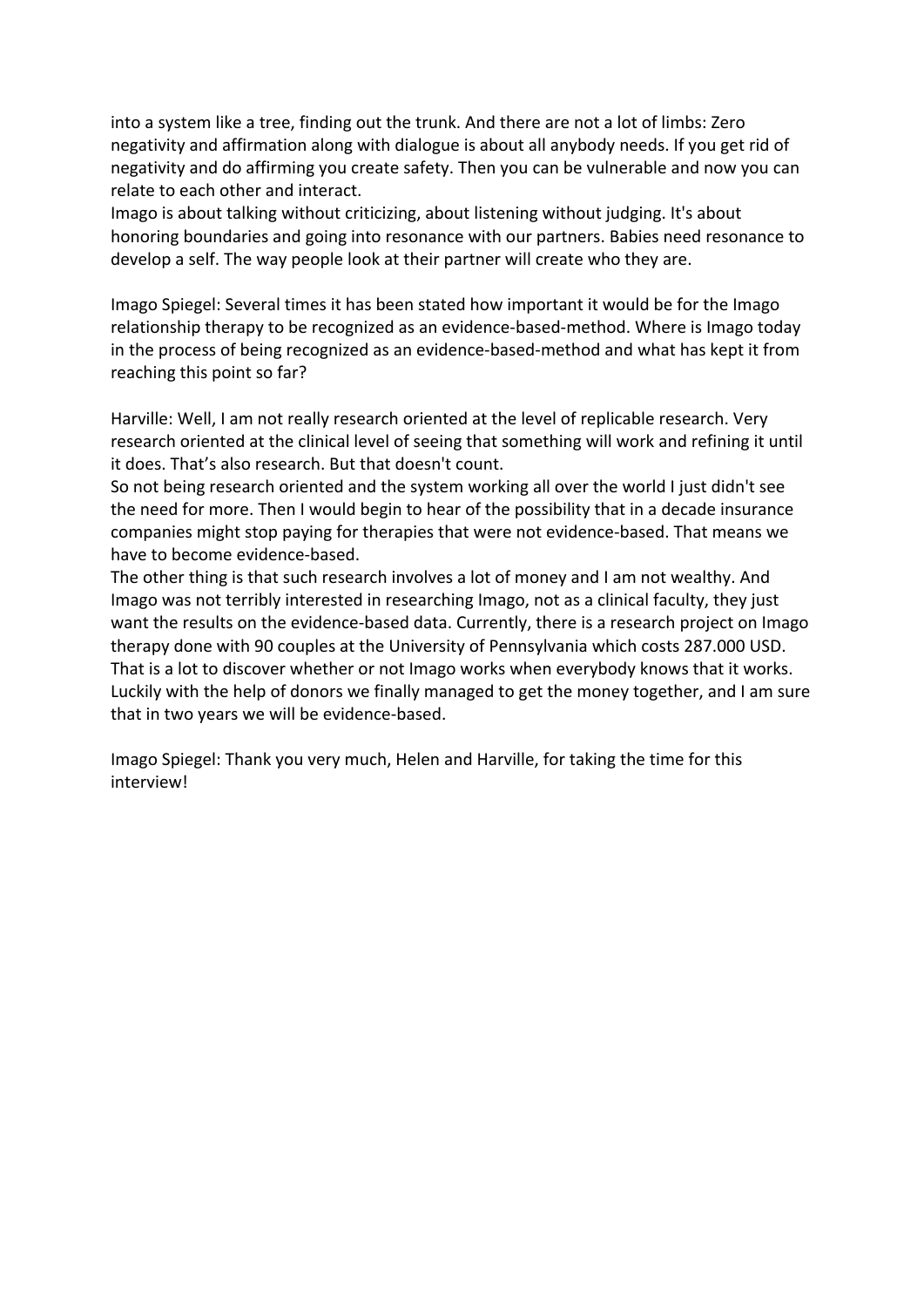into a system like a tree, finding out the trunk. And there are not a lot of limbs: Zero negativity and affirmation along with dialogue is about all anybody needs. If you get rid of negativity and do affirming you create safety. Then you can be vulnerable and now you can relate to each other and interact.
Imago is about talking without criticizing, about listening without judging. It's about honoring boundaries and going into resonance with our partners. Babies need resonance to develop a self. The way people look at their partner will create who they are.

Imago Spiegel: Several times it has been stated how important it would be for the Imago relationship therapy to be recognized as an evidence-based-method. Where is Imago today in the process of being recognized as an evidence-based-method and what has kept it from reaching this point so far?

Harville: Well, I am not really research oriented at the level of replicable research. Very research oriented at the clinical level of seeing that something will work and refining it until it does. That's also research. But that doesn't count.
So not being research oriented and the system working all over the world I just didn't see the need for more. Then I would begin to hear of the possibility that in a decade insurance companies might stop paying for therapies that were not evidence-based. That means we have to become evidence-based.
The other thing is that such research involves a lot of money and I am not wealthy. And Imago was not terribly interested in researching Imago, not as a clinical faculty, they just want the results on the evidence-based data. Currently, there is a research project on Imago therapy done with 90 couples at the University of Pennsylvania which costs 287.000 USD. That is a lot to discover whether or not Imago works when everybody knows that it works. Luckily with the help of donors we finally managed to get the money together, and I am sure that in two years we will be evidence-based.

Imago Spiegel: Thank you very much, Helen and Harville, for taking the time for this interview!